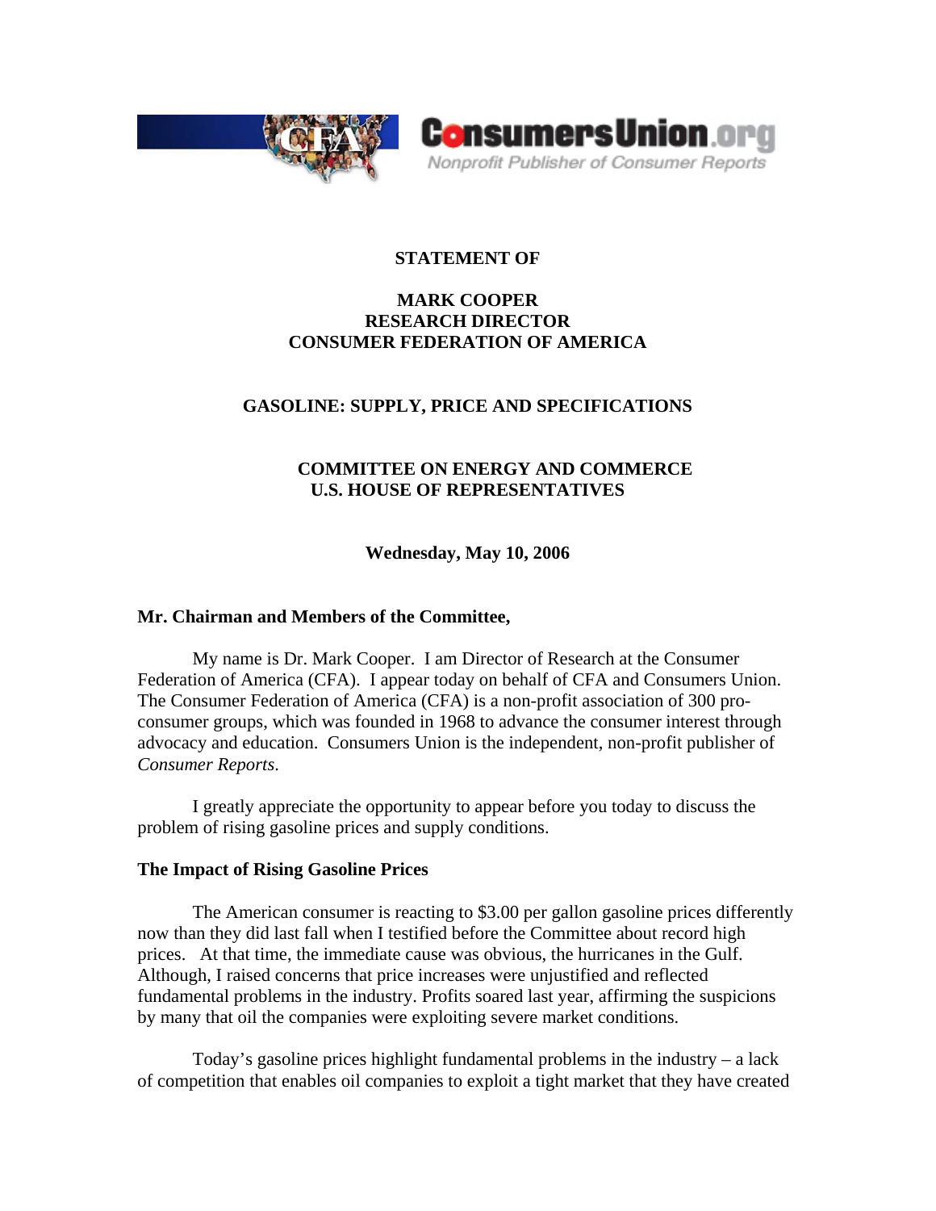**STATEMENT OF**

**MARK COOPER**
**RESEARCH DIRECTOR**
**CONSUMER FEDERATION OF AMERICA**

**GASOLINE: SUPPLY, PRICE AND SPECIFICATIONS**

**COMMITTEE ON ENERGY AND COMMERCE**
**U.S. HOUSE OF REPRESENTATIVES**

**Wednesday, May 10, 2006**

**Mr. Chairman and Members of the Committee,**

My name is Dr. Mark Cooper. I am Director of Research at the Consumer Federation of America (CFA). I appear today on behalf of CFA and Consumers Union. The Consumer Federation of America (CFA) is a non-profit association of 300 pro-consumer groups, which was founded in 1968 to advance the consumer interest through advocacy and education. Consumers Union is the independent, non-profit publisher of *Consumer Reports*.

I greatly appreciate the opportunity to appear before you today to discuss the problem of rising gasoline prices and supply conditions.

**The Impact of Rising Gasoline Prices**

The American consumer is reacting to \$3.00 per gallon gasoline prices differently now than they did last fall when I testified before the Committee about record high prices. At that time, the immediate cause was obvious, the hurricanes in the Gulf. Although, I raised concerns that price increases were unjustified and reflected fundamental problems in the industry. Profits soared last year, affirming the suspicions by many that oil the companies were exploiting severe market conditions.

Today's gasoline prices highlight fundamental problems in the industry – a lack of competition that enables oil companies to exploit a tight market that they have created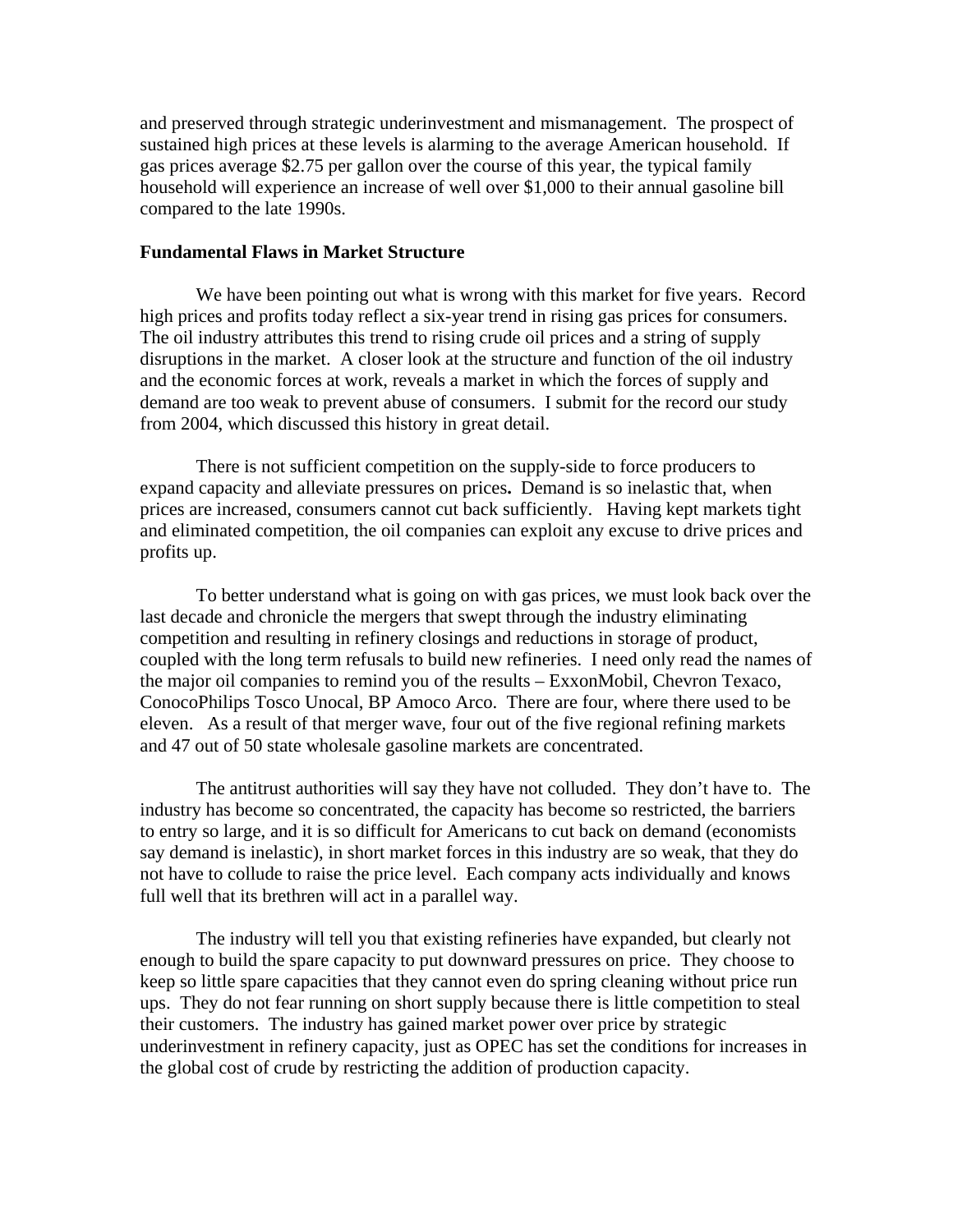and preserved through strategic underinvestment and mismanagement. The prospect of sustained high prices at these levels is alarming to the average American household. If gas prices average $2.75 per gallon over the course of this year, the typical family household will experience an increase of well over $1,000 to their annual gasoline bill compared to the late 1990s.

**Fundamental Flaws in Market Structure**

We have been pointing out what is wrong with this market for five years. Record high prices and profits today reflect a six-year trend in rising gas prices for consumers. The oil industry attributes this trend to rising crude oil prices and a string of supply disruptions in the market. A closer look at the structure and function of the oil industry and the economic forces at work, reveals a market in which the forces of supply and demand are too weak to prevent abuse of consumers. I submit for the record our study from 2004, which discussed this history in great detail.

There is not sufficient competition on the supply-side to force producers to expand capacity and alleviate pressures on prices**.** Demand is so inelastic that, when prices are increased, consumers cannot cut back sufficiently. Having kept markets tight and eliminated competition, the oil companies can exploit any excuse to drive prices and profits up.

To better understand what is going on with gas prices, we must look back over the last decade and chronicle the mergers that swept through the industry eliminating competition and resulting in refinery closings and reductions in storage of product, coupled with the long term refusals to build new refineries. I need only read the names of the major oil companies to remind you of the results – ExxonMobil, Chevron Texaco, ConocoPhilips Tosco Unocal, BP Amoco Arco. There are four, where there used to be eleven. As a result of that merger wave, four out of the five regional refining markets and 47 out of 50 state wholesale gasoline markets are concentrated.

The antitrust authorities will say they have not colluded. They don't have to. The industry has become so concentrated, the capacity has become so restricted, the barriers to entry so large, and it is so difficult for Americans to cut back on demand (economists say demand is inelastic), in short market forces in this industry are so weak, that they do not have to collude to raise the price level. Each company acts individually and knows full well that its brethren will act in a parallel way.

The industry will tell you that existing refineries have expanded, but clearly not enough to build the spare capacity to put downward pressures on price. They choose to keep so little spare capacities that they cannot even do spring cleaning without price run ups. They do not fear running on short supply because there is little competition to steal their customers. The industry has gained market power over price by strategic underinvestment in refinery capacity, just as OPEC has set the conditions for increases in the global cost of crude by restricting the addition of production capacity.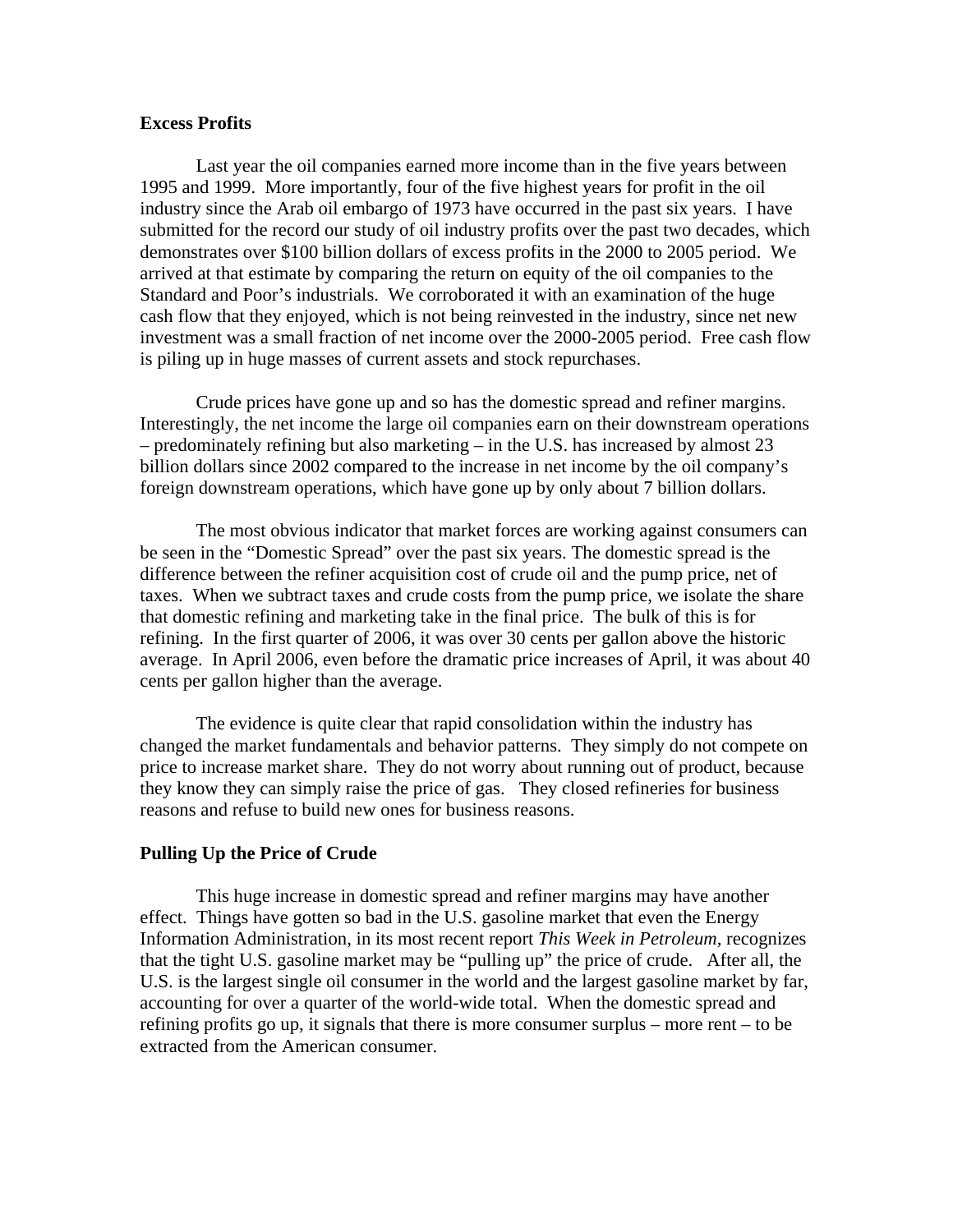**Excess Profits**

Last year the oil companies earned more income than in the five years between 1995 and 1999. More importantly, four of the five highest years for profit in the oil industry since the Arab oil embargo of 1973 have occurred in the past six years. I have submitted for the record our study of oil industry profits over the past two decades, which demonstrates over $100 billion dollars of excess profits in the 2000 to 2005 period. We arrived at that estimate by comparing the return on equity of the oil companies to the Standard and Poor's industrials. We corroborated it with an examination of the huge cash flow that they enjoyed, which is not being reinvested in the industry, since net new investment was a small fraction of net income over the 2000-2005 period. Free cash flow is piling up in huge masses of current assets and stock repurchases.

Crude prices have gone up and so has the domestic spread and refiner margins. Interestingly, the net income the large oil companies earn on their downstream operations – predominately refining but also marketing – in the U.S. has increased by almost 23 billion dollars since 2002 compared to the increase in net income by the oil company's foreign downstream operations, which have gone up by only about 7 billion dollars.

The most obvious indicator that market forces are working against consumers can be seen in the "Domestic Spread" over the past six years. The domestic spread is the difference between the refiner acquisition cost of crude oil and the pump price, net of taxes. When we subtract taxes and crude costs from the pump price, we isolate the share that domestic refining and marketing take in the final price. The bulk of this is for refining. In the first quarter of 2006, it was over 30 cents per gallon above the historic average. In April 2006, even before the dramatic price increases of April, it was about 40 cents per gallon higher than the average.

The evidence is quite clear that rapid consolidation within the industry has changed the market fundamentals and behavior patterns. They simply do not compete on price to increase market share. They do not worry about running out of product, because they know they can simply raise the price of gas. They closed refineries for business reasons and refuse to build new ones for business reasons.

**Pulling Up the Price of Crude**

This huge increase in domestic spread and refiner margins may have another effect. Things have gotten so bad in the U.S. gasoline market that even the Energy Information Administration, in its most recent report *This Week in Petroleum,* recognizes that the tight U.S. gasoline market may be "pulling up" the price of crude. After all, the U.S. is the largest single oil consumer in the world and the largest gasoline market by far, accounting for over a quarter of the world-wide total. When the domestic spread and refining profits go up, it signals that there is more consumer surplus – more rent – to be extracted from the American consumer.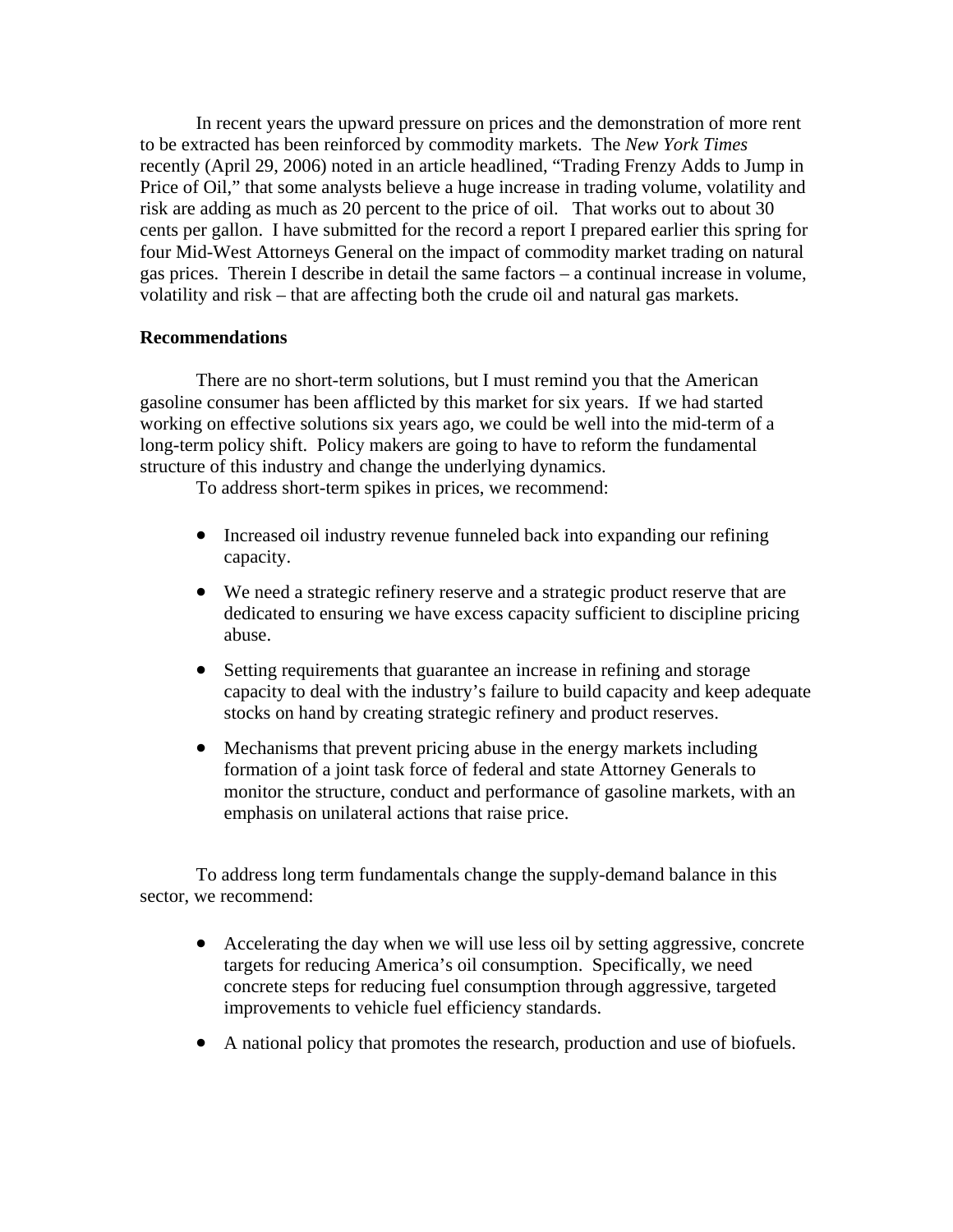In recent years the upward pressure on prices and the demonstration of more rent to be extracted has been reinforced by commodity markets. The *New York Times* recently (April 29, 2006) noted in an article headlined, "Trading Frenzy Adds to Jump in Price of Oil," that some analysts believe a huge increase in trading volume, volatility and risk are adding as much as 20 percent to the price of oil. That works out to about 30 cents per gallon. I have submitted for the record a report I prepared earlier this spring for four Mid-West Attorneys General on the impact of commodity market trading on natural gas prices. Therein I describe in detail the same factors – a continual increase in volume, volatility and risk – that are affecting both the crude oil and natural gas markets.

**Recommendations**

There are no short-term solutions, but I must remind you that the American gasoline consumer has been afflicted by this market for six years. If we had started working on effective solutions six years ago, we could be well into the mid-term of a long-term policy shift. Policy makers are going to have to reform the fundamental structure of this industry and change the underlying dynamics.

To address short-term spikes in prices, we recommend:

- Increased oil industry revenue funneled back into expanding our refining capacity.
- We need a strategic refinery reserve and a strategic product reserve that are dedicated to ensuring we have excess capacity sufficient to discipline pricing abuse.
- Setting requirements that guarantee an increase in refining and storage capacity to deal with the industry's failure to build capacity and keep adequate stocks on hand by creating strategic refinery and product reserves.
- Mechanisms that prevent pricing abuse in the energy markets including formation of a joint task force of federal and state Attorney Generals to monitor the structure, conduct and performance of gasoline markets, with an emphasis on unilateral actions that raise price.

To address long term fundamentals change the supply-demand balance in this sector, we recommend:

- Accelerating the day when we will use less oil by setting aggressive, concrete targets for reducing America's oil consumption. Specifically, we need concrete steps for reducing fuel consumption through aggressive, targeted improvements to vehicle fuel efficiency standards.
- A national policy that promotes the research, production and use of biofuels.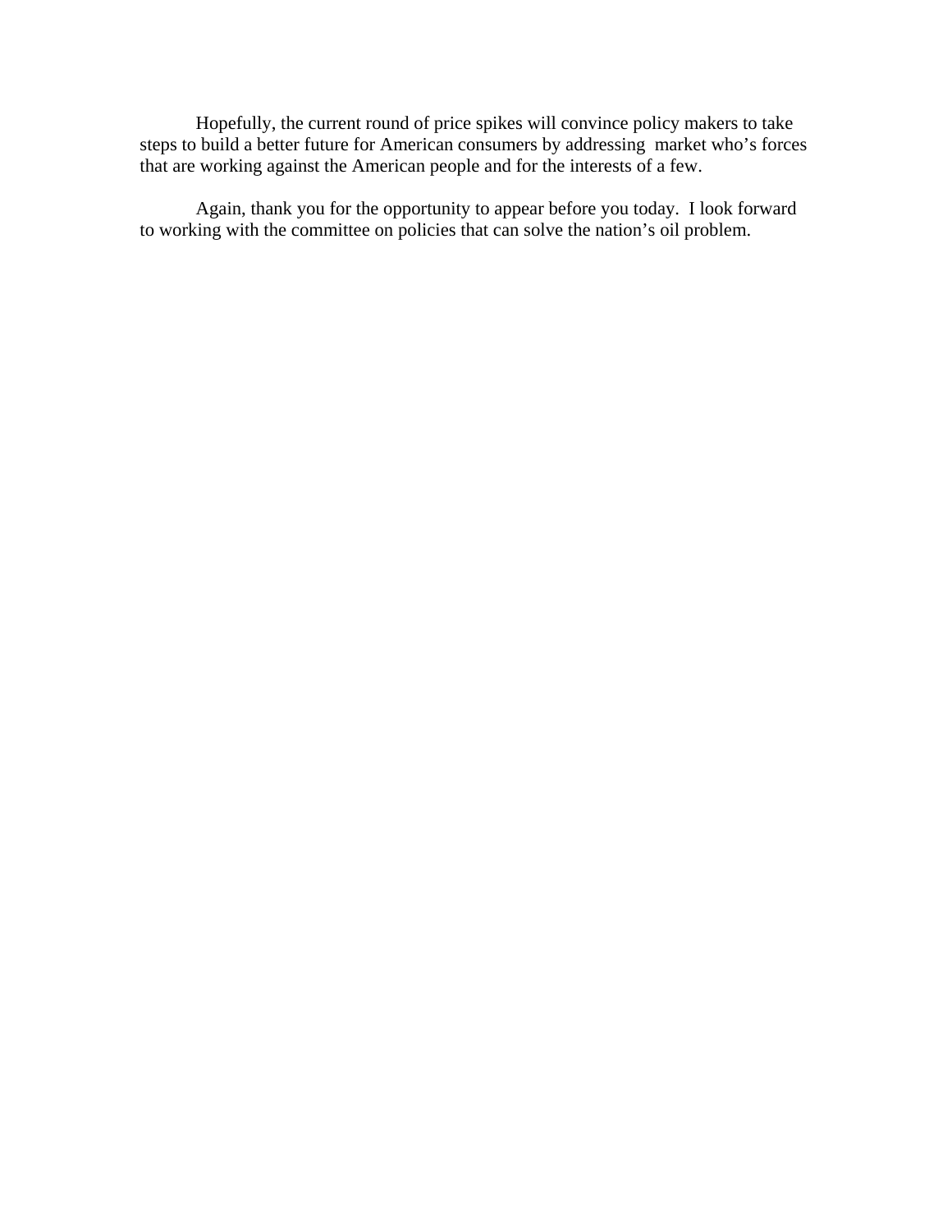Hopefully, the current round of price spikes will convince policy makers to take steps to build a better future for American consumers by addressing  market who's forces that are working against the American people and for the interests of a few.

Again, thank you for the opportunity to appear before you today.  I look forward to working with the committee on policies that can solve the nation's oil problem.